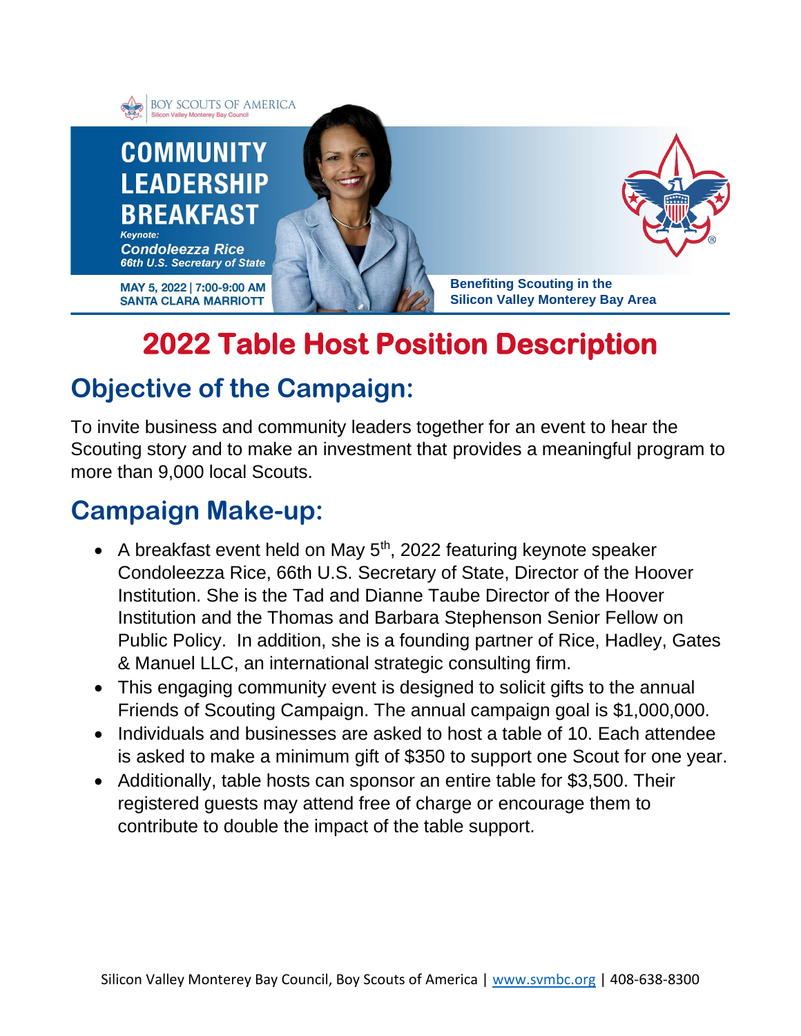BOY SCOUTS OF AMERICA
Silicon Valley Monterey Bay Council

**COMMUNITY LEADERSHIP BREAKFAST**

*Keynote:*
***Condoleezza Rice***
***66th U.S. Secretary of State***

**MAY 5, 2022 | 7:00-9:00 AM**
**SANTA CLARA MARRIOTT**

**Benefiting Scouting in the Silicon Valley Monterey Bay Area**

# 2022 Table Host Position Description

## Objective of the Campaign:

To invite business and community leaders together for an event to hear the Scouting story and to make an investment that provides a meaningful program to more than 9,000 local Scouts.

## Campaign Make-up:

- A breakfast event held on May 5th, 2022 featuring keynote speaker Condoleezza Rice, 66th U.S. Secretary of State, Director of the Hoover Institution. She is the Tad and Dianne Taube Director of the Hoover Institution and the Thomas and Barbara Stephenson Senior Fellow on Public Policy. In addition, she is a founding partner of Rice, Hadley, Gates & Manuel LLC, an international strategic consulting firm.
- This engaging community event is designed to solicit gifts to the annual Friends of Scouting Campaign. The annual campaign goal is $1,000,000.
- Individuals and businesses are asked to host a table of 10. Each attendee is asked to make a minimum gift of $350 to support one Scout for one year.
- Additionally, table hosts can sponsor an entire table for $3,500. Their registered guests may attend free of charge or encourage them to contribute to double the impact of the table support.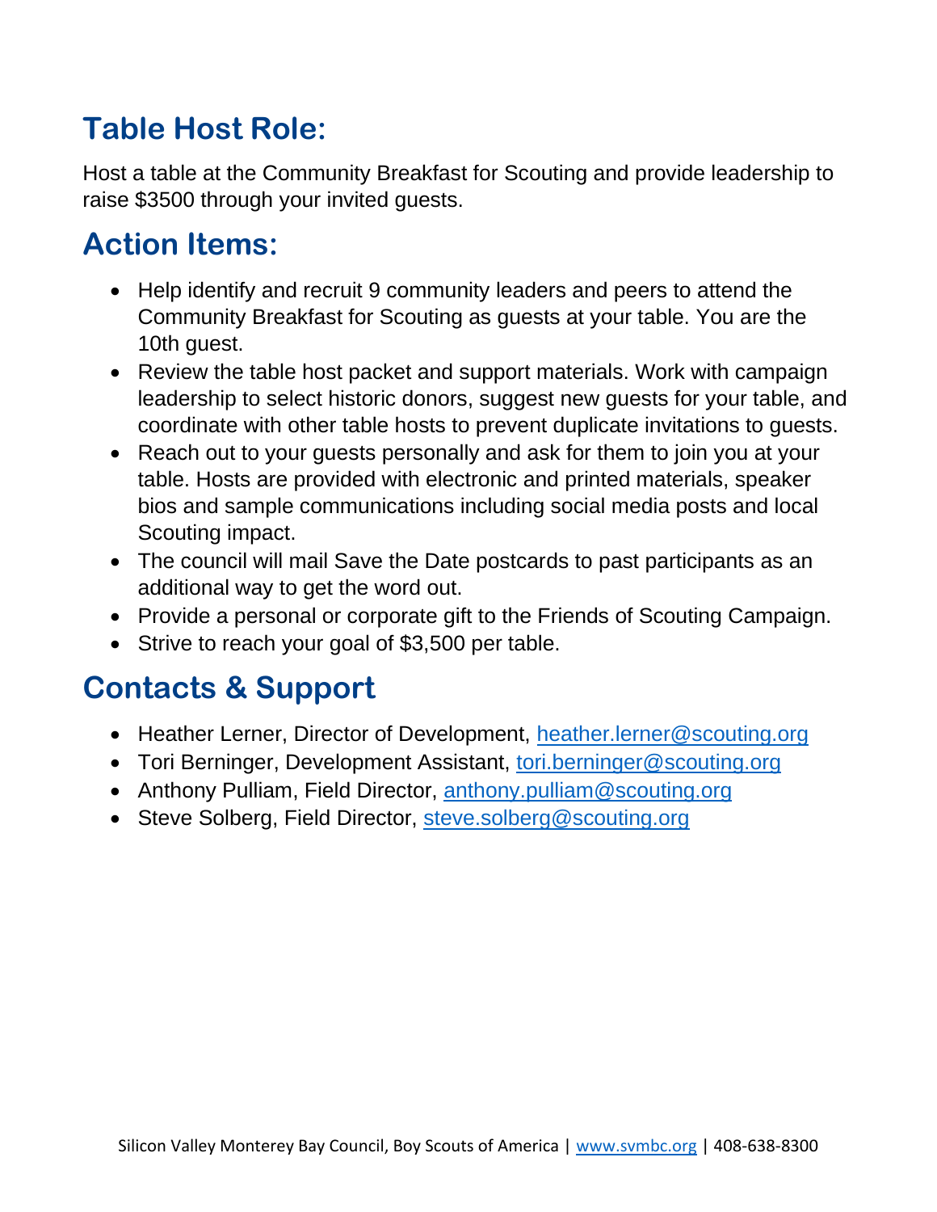## Table Host Role:

Host a table at the Community Breakfast for Scouting and provide leadership to raise $3500 through your invited guests.

## Action Items:

- Help identify and recruit 9 community leaders and peers to attend the Community Breakfast for Scouting as guests at your table. You are the 10th guest.
- Review the table host packet and support materials. Work with campaign leadership to select historic donors, suggest new guests for your table, and coordinate with other table hosts to prevent duplicate invitations to guests.
- Reach out to your guests personally and ask for them to join you at your table. Hosts are provided with electronic and printed materials, speaker bios and sample communications including social media posts and local Scouting impact.
- The council will mail Save the Date postcards to past participants as an additional way to get the word out.
- Provide a personal or corporate gift to the Friends of Scouting Campaign.
- Strive to reach your goal of $3,500 per table.

## Contacts & Support

- Heather Lerner, Director of Development, heather.lerner@scouting.org
- Tori Berninger, Development Assistant, tori.berninger@scouting.org
- Anthony Pulliam, Field Director, anthony.pulliam@scouting.org
- Steve Solberg, Field Director, steve.solberg@scouting.org

Silicon Valley Monterey Bay Council, Boy Scouts of America | www.svmbc.org | 408-638-8300